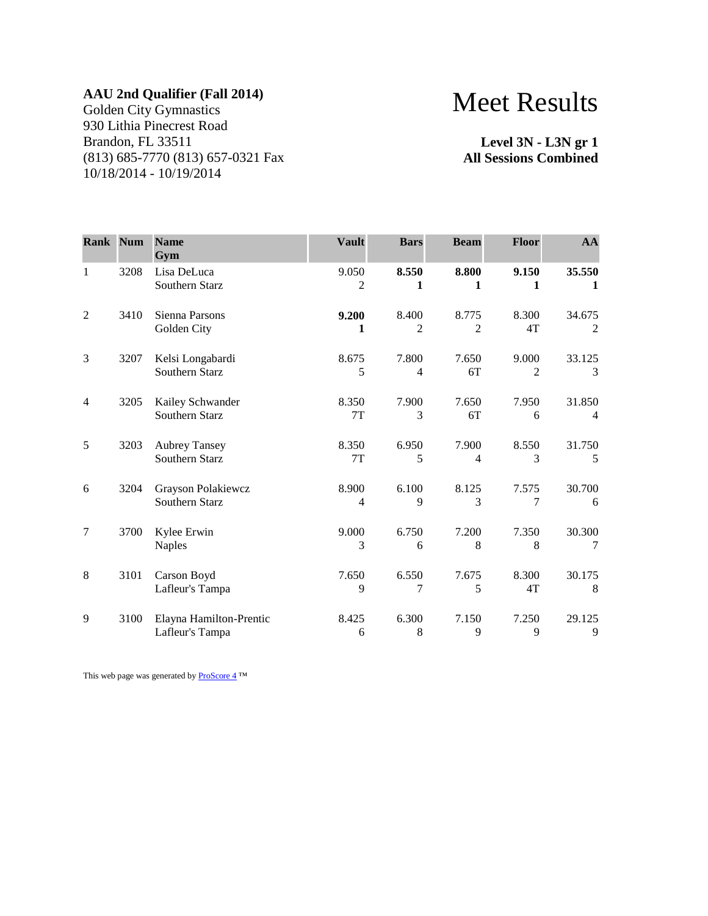**AAU 2nd Qualifier (Fall 2014)**
Golden City Gymnastics
930 Lithia Pinecrest Road
Brandon, FL 33511
(813) 685-7770 (813) 657-0321 Fax
10/18/2014 - 10/19/2014

# Meet Results

**Level 3N - L3N gr 1**
**All Sessions Combined**

| Rank | Num | Name<br>Gym | Vault | Bars | Beam | Floor | AA |
|---|---|---|---|---|---|---|---|
| 1 | 3208 | Lisa DeLuca<br>Southern Starz | 9.050<br>2 | **8.550**<br>**1** | **8.800**<br>**1** | **9.150**<br>**1** | **35.550**<br>**1** |
| 2 | 3410 | Sienna Parsons<br>Golden City | **9.200**<br>**1** | 8.400<br>2 | 8.775<br>2 | 8.300<br>4T | 34.675<br>2 |
| 3 | 3207 | Kelsi Longabardi<br>Southern Starz | 8.675<br>5 | 7.800<br>4 | 7.650<br>6T | 9.000<br>2 | 33.125<br>3 |
| 4 | 3205 | Kailey Schwander<br>Southern Starz | 8.350<br>7T | 7.900<br>3 | 7.650<br>6T | 7.950<br>6 | 31.850<br>4 |
| 5 | 3203 | Aubrey Tansey<br>Southern Starz | 8.350<br>7T | 6.950<br>5 | 7.900<br>4 | 8.550<br>3 | 31.750<br>5 |
| 6 | 3204 | Grayson Polakiewcz<br>Southern Starz | 8.900<br>4 | 6.100<br>9 | 8.125<br>3 | 7.575<br>7 | 30.700<br>6 |
| 7 | 3700 | Kylee Erwin<br>Naples | 9.000<br>3 | 6.750<br>6 | 7.200<br>8 | 7.350<br>8 | 30.300<br>7 |
| 8 | 3101 | Carson Boyd<br>Lafleur's Tampa | 7.650<br>9 | 6.550<br>7 | 7.675<br>5 | 8.300<br>4T | 30.175<br>8 |
| 9 | 3100 | Elayna Hamilton-Prentic<br>Lafleur's Tampa | 8.425<br>6 | 6.300<br>8 | 7.150<br>9 | 7.250<br>9 | 29.125<br>9 |

This web page was generated by ProScore 4 ™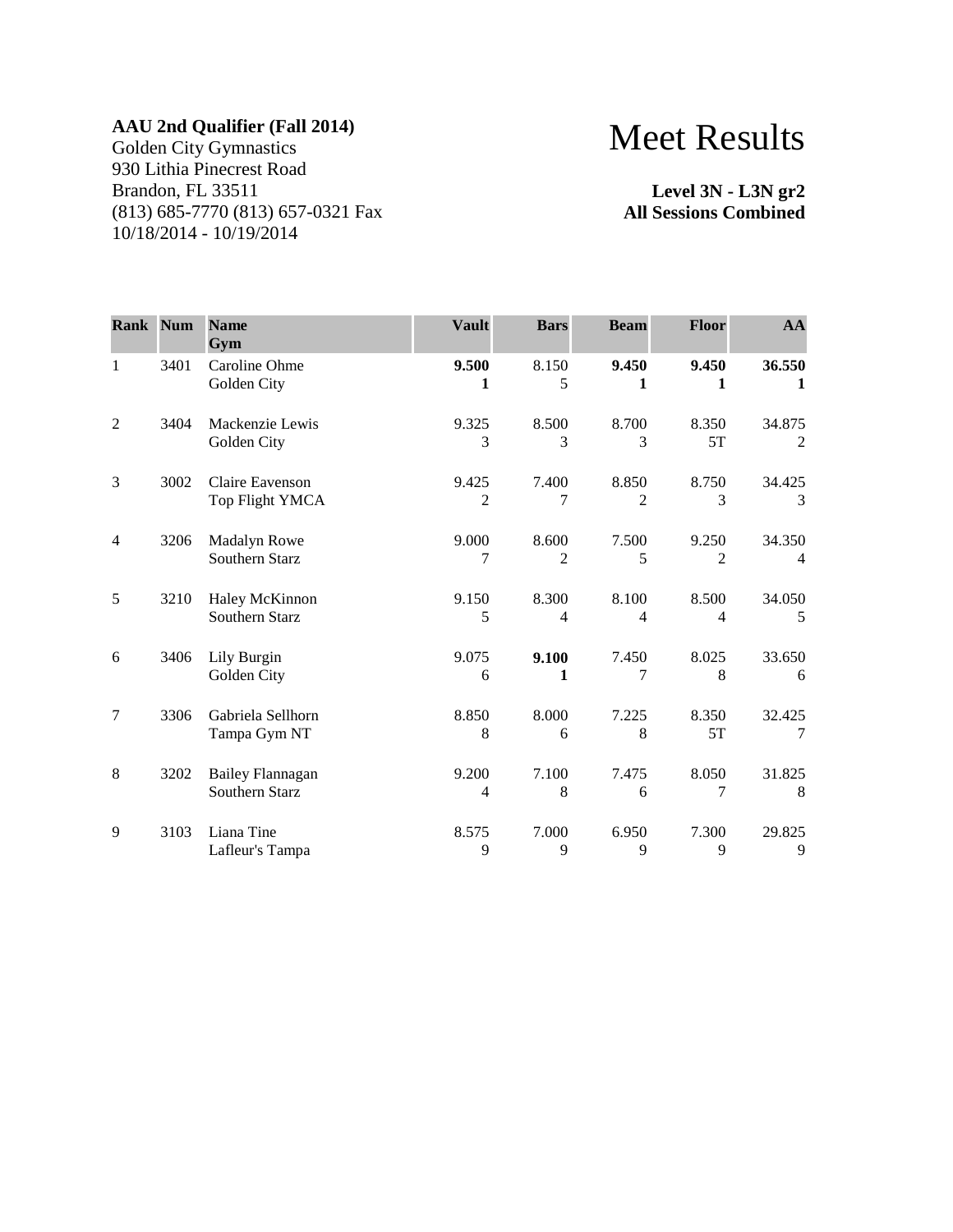**AAU 2nd Qualifier (Fall 2014)**
Golden City Gymnastics
930 Lithia Pinecrest Road
Brandon, FL 33511
(813) 685-7770 (813) 657-0321 Fax
10/18/2014 - 10/19/2014

# Meet Results

**Level 3N - L3N gr2**
**All Sessions Combined**

| Rank | Num | Name<br>Gym | Vault | Bars | Beam | Floor | AA |
|---|---|---|---|---|---|---|---|
| 1 | 3401 | Caroline Ohme<br>Golden City | **9.500**<br>**1** | 8.150<br>5 | **9.450**<br>**1** | **9.450**<br>**1** | **36.550**<br>**1** |
| 2 | 3404 | Mackenzie Lewis<br>Golden City | 9.325<br>3 | 8.500<br>3 | 8.700<br>3 | 8.350<br>5T | 34.875<br>2 |
| 3 | 3002 | Claire Eavenson<br>Top Flight YMCA | 9.425<br>2 | 7.400<br>7 | 8.850<br>2 | 8.750<br>3 | 34.425<br>3 |
| 4 | 3206 | Madalyn Rowe<br>Southern Starz | 9.000<br>7 | 8.600<br>2 | 7.500<br>5 | 9.250<br>2 | 34.350<br>4 |
| 5 | 3210 | Haley McKinnon<br>Southern Starz | 9.150<br>5 | 8.300<br>4 | 8.100<br>4 | 8.500<br>4 | 34.050<br>5 |
| 6 | 3406 | Lily Burgin<br>Golden City | 9.075<br>6 | **9.100**<br>**1** | 7.450<br>7 | 8.025<br>8 | 33.650<br>6 |
| 7 | 3306 | Gabriela Sellhorn<br>Tampa Gym NT | 8.850<br>8 | 8.000<br>6 | 7.225<br>8 | 8.350<br>5T | 32.425<br>7 |
| 8 | 3202 | Bailey Flannagan<br>Southern Starz | 9.200<br>4 | 7.100<br>8 | 7.475<br>6 | 8.050<br>7 | 31.825<br>8 |
| 9 | 3103 | Liana Tine<br>Lafleur's Tampa | 8.575<br>9 | 7.000<br>9 | 6.950<br>9 | 7.300<br>9 | 29.825<br>9 |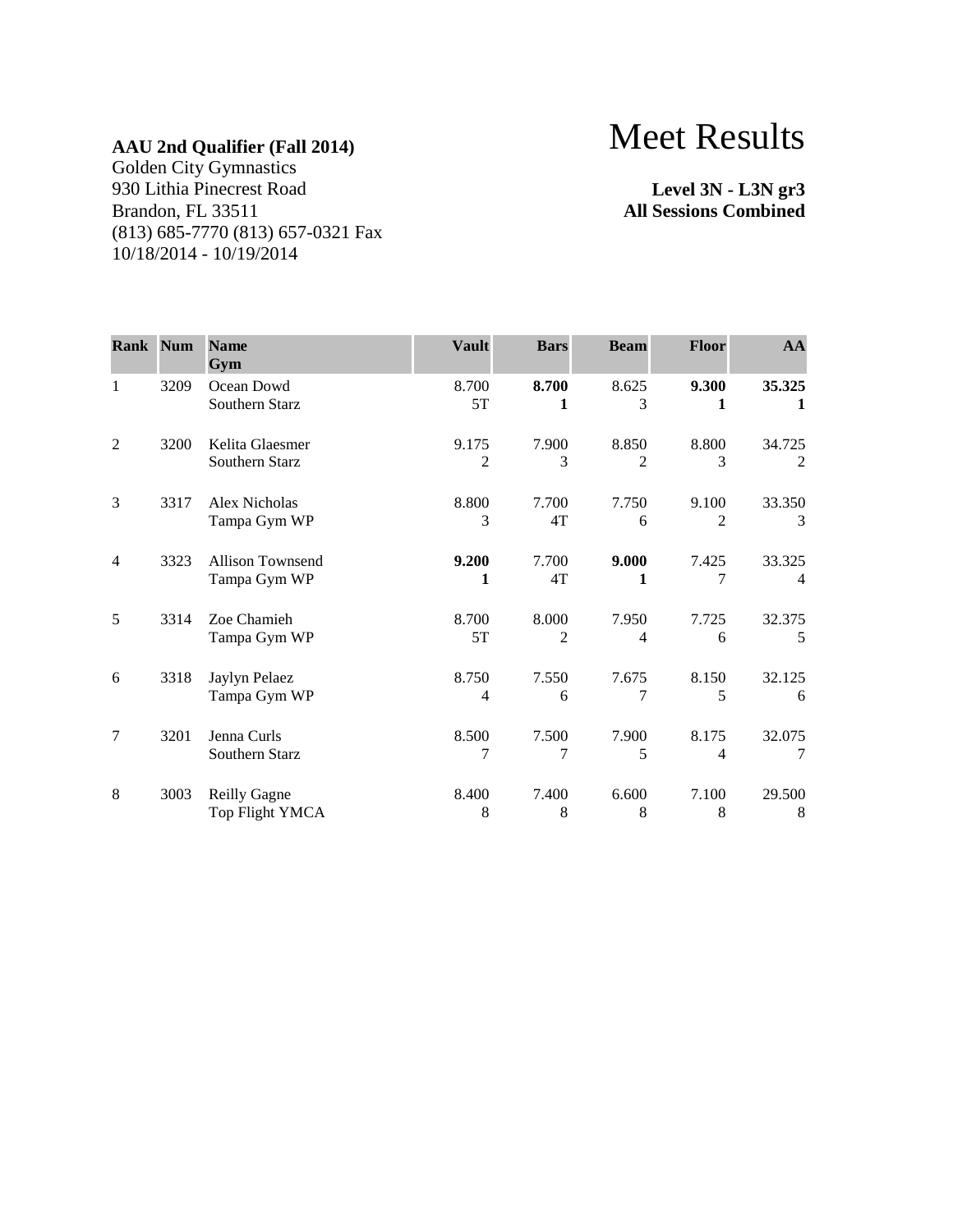**AAU 2nd Qualifier (Fall 2014)**
Golden City Gymnastics
930 Lithia Pinecrest Road
Brandon, FL 33511
(813) 685-7770 (813) 657-0321 Fax
10/18/2014 - 10/19/2014

# Meet Results

**Level 3N - L3N gr3**
**All Sessions Combined**

| Rank | Num | Name / Gym | Vault | Bars | Beam | Floor | AA |
|---|---|---|---|---|---|---|---|
| 1 | 3209 | Ocean Dowd<br>Southern Starz | 8.700<br>5T | **8.700**<br>**1** | 8.625<br>3 | **9.300**<br>**1** | **35.325**<br>**1** |
| 2 | 3200 | Kelita Glaesmer<br>Southern Starz | 9.175<br>2 | 7.900<br>3 | 8.850<br>2 | 8.800<br>3 | 34.725<br>2 |
| 3 | 3317 | Alex Nicholas<br>Tampa Gym WP | 8.800<br>3 | 7.700<br>4T | 7.750<br>6 | 9.100<br>2 | 33.350<br>3 |
| 4 | 3323 | Allison Townsend<br>Tampa Gym WP | **9.200**<br>**1** | 7.700<br>4T | **9.000**<br>**1** | 7.425<br>7 | 33.325<br>4 |
| 5 | 3314 | Zoe Chamieh<br>Tampa Gym WP | 8.700<br>5T | 8.000<br>2 | 7.950<br>4 | 7.725<br>6 | 32.375<br>5 |
| 6 | 3318 | Jaylyn Pelaez<br>Tampa Gym WP | 8.750<br>4 | 7.550<br>6 | 7.675<br>7 | 8.150<br>5 | 32.125<br>6 |
| 7 | 3201 | Jenna Curls<br>Southern Starz | 8.500<br>7 | 7.500<br>7 | 7.900<br>5 | 8.175<br>4 | 32.075<br>7 |
| 8 | 3003 | Reilly Gagne<br>Top Flight YMCA | 8.400<br>8 | 7.400<br>8 | 6.600<br>8 | 7.100<br>8 | 29.500<br>8 |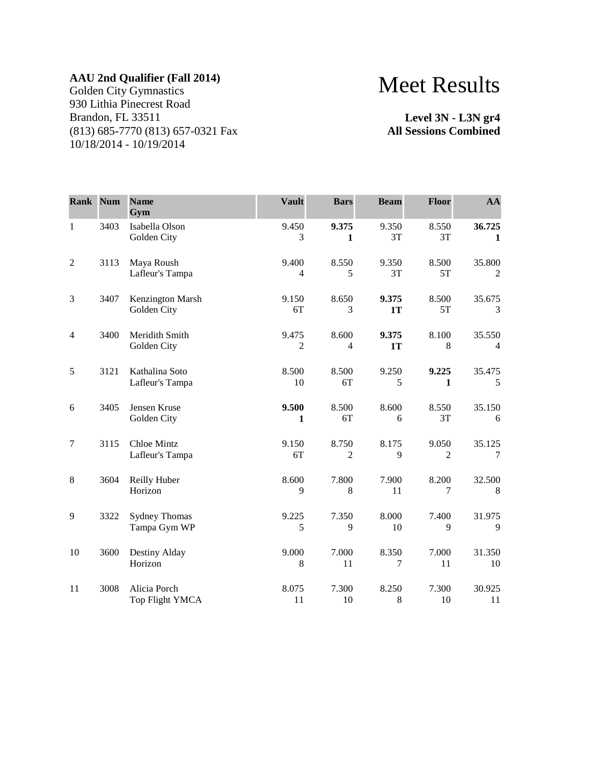**AAU 2nd Qualifier (Fall 2014)**
Golden City Gymnastics
930 Lithia Pinecrest Road
Brandon, FL 33511
(813) 685-7770 (813) 657-0321 Fax
10/18/2014 - 10/19/2014

# Meet Results

**Level 3N - L3N gr4**
**All Sessions Combined**

| Rank | Num | Name<br>Gym | Vault | Bars | Beam | Floor | AA |
|---|---|---|---|---|---|---|---|
| 1 | 3403 | Isabella Olson<br>Golden City | 9.450<br>3 | **9.375**<br>**1** | 9.350<br>3T | 8.550<br>3T | **36.725**<br>**1** |
| 2 | 3113 | Maya Roush<br>Lafleur's Tampa | 9.400<br>4 | 8.550<br>5 | 9.350<br>3T | 8.500<br>5T | 35.800<br>2 |
| 3 | 3407 | Kenzington Marsh<br>Golden City | 9.150<br>6T | 8.650<br>3 | **9.375**<br>**1T** | 8.500<br>5T | 35.675<br>3 |
| 4 | 3400 | Meridith Smith<br>Golden City | 9.475<br>2 | 8.600<br>4 | **9.375**<br>**1T** | 8.100<br>8 | 35.550<br>4 |
| 5 | 3121 | Kathalina Soto<br>Lafleur's Tampa | 8.500<br>10 | 8.500<br>6T | 9.250<br>5 | **9.225**<br>**1** | 35.475<br>5 |
| 6 | 3405 | Jensen Kruse<br>Golden City | **9.500**<br>**1** | 8.500<br>6T | 8.600<br>6 | 8.550<br>3T | 35.150<br>6 |
| 7 | 3115 | Chloe Mintz<br>Lafleur's Tampa | 9.150<br>6T | 8.750<br>2 | 8.175<br>9 | 9.050<br>2 | 35.125<br>7 |
| 8 | 3604 | Reilly Huber<br>Horizon | 8.600<br>9 | 7.800<br>8 | 7.900<br>11 | 8.200<br>7 | 32.500<br>8 |
| 9 | 3322 | Sydney Thomas<br>Tampa Gym WP | 9.225<br>5 | 7.350<br>9 | 8.000<br>10 | 7.400<br>9 | 31.975<br>9 |
| 10 | 3600 | Destiny Alday<br>Horizon | 9.000<br>8 | 7.000<br>11 | 8.350<br>7 | 7.000<br>11 | 31.350<br>10 |
| 11 | 3008 | Alicia Porch<br>Top Flight YMCA | 8.075<br>11 | 7.300<br>10 | 8.250<br>8 | 7.300<br>10 | 30.925<br>11 |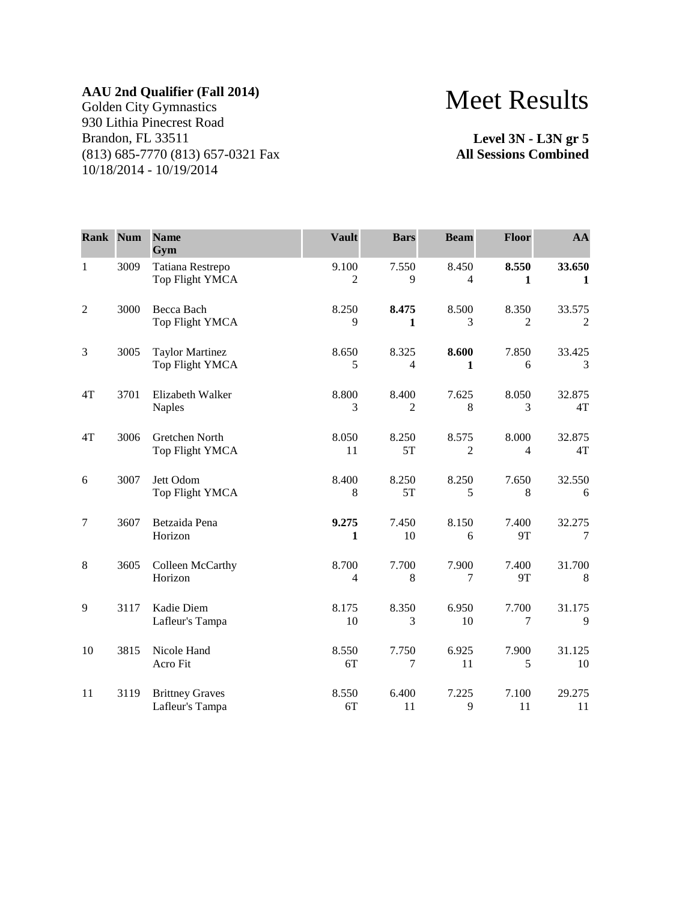**AAU 2nd Qualifier (Fall 2014)**
Golden City Gymnastics
930 Lithia Pinecrest Road
Brandon, FL 33511
(813) 685-7770 (813) 657-0321 Fax
10/18/2014 - 10/19/2014

# Meet Results

**Level 3N - L3N gr 5**
**All Sessions Combined**

| Rank | Num | Name<br>Gym | Vault | Bars | Beam | Floor | AA |
|---|---|---|---|---|---|---|---|
| 1 | 3009 | Tatiana Restrepo<br>Top Flight YMCA | 9.100<br>2 | 7.550<br>9 | 8.450<br>4 | **8.550**<br>**1** | **33.650**<br>**1** |
| 2 | 3000 | Becca Bach<br>Top Flight YMCA | 8.250<br>9 | **8.475**<br>**1** | 8.500<br>3 | 8.350<br>2 | 33.575<br>2 |
| 3 | 3005 | Taylor Martinez<br>Top Flight YMCA | 8.650<br>5 | 8.325<br>4 | **8.600**<br>**1** | 7.850<br>6 | 33.425<br>3 |
| 4T | 3701 | Elizabeth Walker<br>Naples | 8.800<br>3 | 8.400<br>2 | 7.625<br>8 | 8.050<br>3 | 32.875<br>4T |
| 4T | 3006 | Gretchen North<br>Top Flight YMCA | 8.050<br>11 | 8.250<br>5T | 8.575<br>2 | 8.000<br>4 | 32.875<br>4T |
| 6 | 3007 | Jett Odom<br>Top Flight YMCA | 8.400<br>8 | 8.250<br>5T | 8.250<br>5 | 7.650<br>8 | 32.550<br>6 |
| 7 | 3607 | Betzaida Pena<br>Horizon | **9.275**<br>**1** | 7.450<br>10 | 8.150<br>6 | 7.400<br>9T | 32.275<br>7 |
| 8 | 3605 | Colleen McCarthy<br>Horizon | 8.700<br>4 | 7.700<br>8 | 7.900<br>7 | 7.400<br>9T | 31.700<br>8 |
| 9 | 3117 | Kadie Diem<br>Lafleur's Tampa | 8.175<br>10 | 8.350<br>3 | 6.950<br>10 | 7.700<br>7 | 31.175<br>9 |
| 10 | 3815 | Nicole Hand<br>Acro Fit | 8.550<br>6T | 7.750<br>7 | 6.925<br>11 | 7.900<br>5 | 31.125<br>10 |
| 11 | 3119 | Brittney Graves<br>Lafleur's Tampa | 8.550<br>6T | 6.400<br>11 | 7.225<br>9 | 7.100<br>11 | 29.275<br>11 |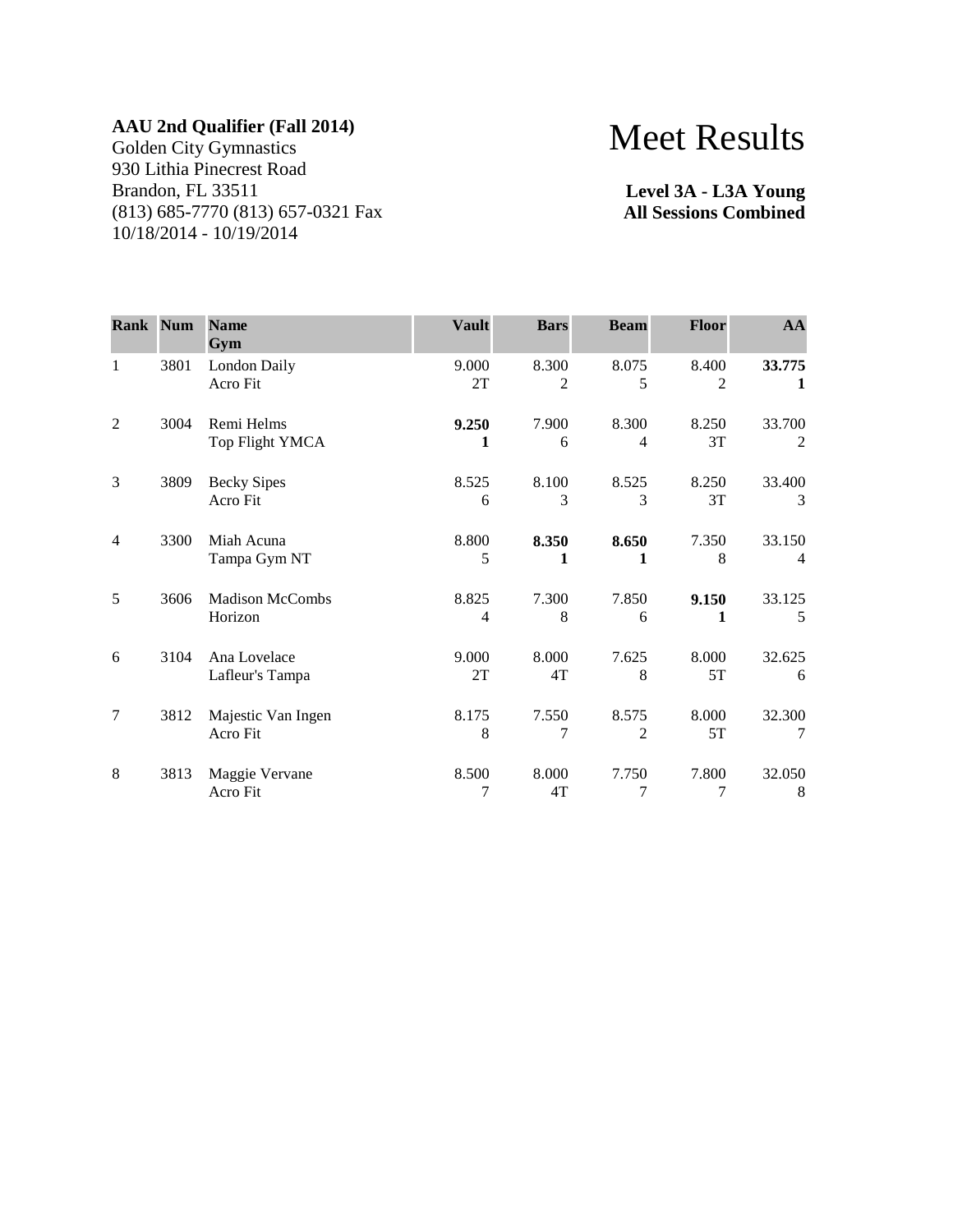**AAU 2nd Qualifier (Fall 2014)**
Golden City Gymnastics
930 Lithia Pinecrest Road
Brandon, FL 33511
(813) 685-7770 (813) 657-0321 Fax
10/18/2014 - 10/19/2014

# Meet Results

**Level 3A - L3A Young**
**All Sessions Combined**

| Rank | Num | Name<br>Gym | Vault | Bars | Beam | Floor | AA |
|---|---|---|---|---|---|---|---|
| 1 | 3801 | London Daily<br>Acro Fit | 9.000<br>2T | 8.300<br>2 | 8.075<br>5 | 8.400<br>2 | **33.775**<br>**1** |
| 2 | 3004 | Remi Helms<br>Top Flight YMCA | **9.250**<br>**1** | 7.900<br>6 | 8.300<br>4 | 8.250<br>3T | 33.700<br>2 |
| 3 | 3809 | Becky Sipes<br>Acro Fit | 8.525<br>6 | 8.100<br>3 | 8.525<br>3 | 8.250<br>3T | 33.400<br>3 |
| 4 | 3300 | Miah Acuna<br>Tampa Gym NT | 8.800<br>5 | **8.350**<br>**1** | **8.650**<br>**1** | 7.350<br>8 | 33.150<br>4 |
| 5 | 3606 | Madison McCombs<br>Horizon | 8.825<br>4 | 7.300<br>8 | 7.850<br>6 | **9.150**<br>**1** | 33.125<br>5 |
| 6 | 3104 | Ana Lovelace<br>Lafleur's Tampa | 9.000<br>2T | 8.000<br>4T | 7.625<br>8 | 8.000<br>5T | 32.625<br>6 |
| 7 | 3812 | Majestic Van Ingen<br>Acro Fit | 8.175<br>8 | 7.550<br>7 | 8.575<br>2 | 8.000<br>5T | 32.300<br>7 |
| 8 | 3813 | Maggie Vervane<br>Acro Fit | 8.500<br>7 | 8.000<br>4T | 7.750<br>7 | 7.800<br>7 | 32.050<br>8 |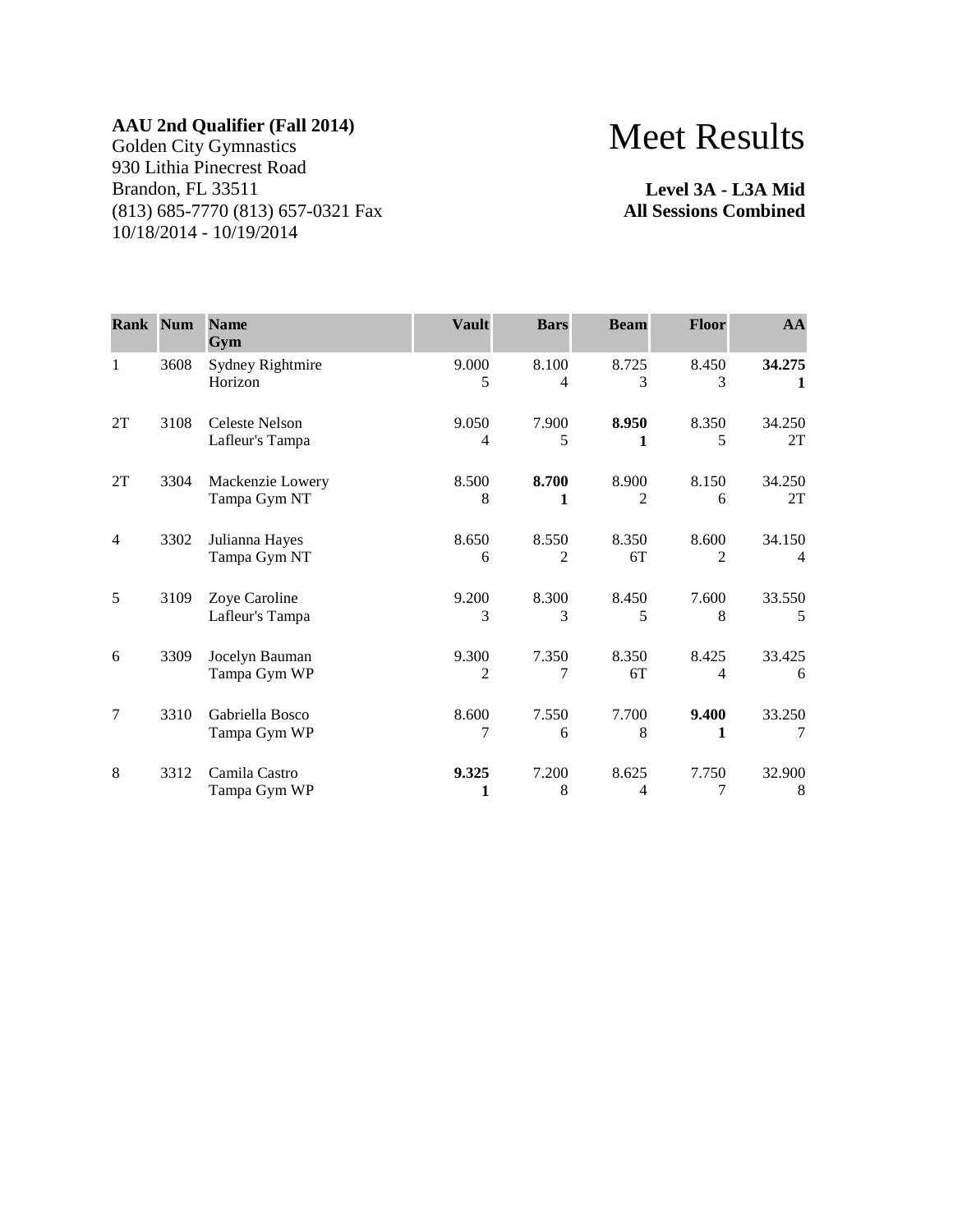**AAU 2nd Qualifier (Fall 2014)**
Golden City Gymnastics
930 Lithia Pinecrest Road
Brandon, FL 33511
(813) 685-7770 (813) 657-0321 Fax
10/18/2014 - 10/19/2014

# Meet Results

**Level 3A - L3A Mid**
**All Sessions Combined**

| Rank | Num | Name<br>Gym | Vault | Bars | Beam | Floor | AA |
|---|---|---|---|---|---|---|---|
| 1 | 3608 | Sydney Rightmire<br>Horizon | 9.000<br>5 | 8.100<br>4 | 8.725<br>3 | 8.450<br>3 | **34.275**<br>**1** |
| 2T | 3108 | Celeste Nelson<br>Lafleur's Tampa | 9.050<br>4 | 7.900<br>5 | **8.950**<br>**1** | 8.350<br>5 | 34.250<br>2T |
| 2T | 3304 | Mackenzie Lowery<br>Tampa Gym NT | 8.500<br>8 | **8.700**<br>**1** | 8.900<br>2 | 8.150<br>6 | 34.250<br>2T |
| 4 | 3302 | Julianna Hayes<br>Tampa Gym NT | 8.650<br>6 | 8.550<br>2 | 8.350<br>6T | 8.600<br>2 | 34.150<br>4 |
| 5 | 3109 | Zoye Caroline<br>Lafleur's Tampa | 9.200<br>3 | 8.300<br>3 | 8.450<br>5 | 7.600<br>8 | 33.550<br>5 |
| 6 | 3309 | Jocelyn Bauman<br>Tampa Gym WP | 9.300<br>2 | 7.350<br>7 | 8.350<br>6T | 8.425<br>4 | 33.425<br>6 |
| 7 | 3310 | Gabriella Bosco<br>Tampa Gym WP | 8.600<br>7 | 7.550<br>6 | 7.700<br>8 | **9.400**<br>**1** | 33.250<br>7 |
| 8 | 3312 | Camila Castro<br>Tampa Gym WP | **9.325**<br>**1** | 7.200<br>8 | 8.625<br>4 | 7.750<br>7 | 32.900<br>8 |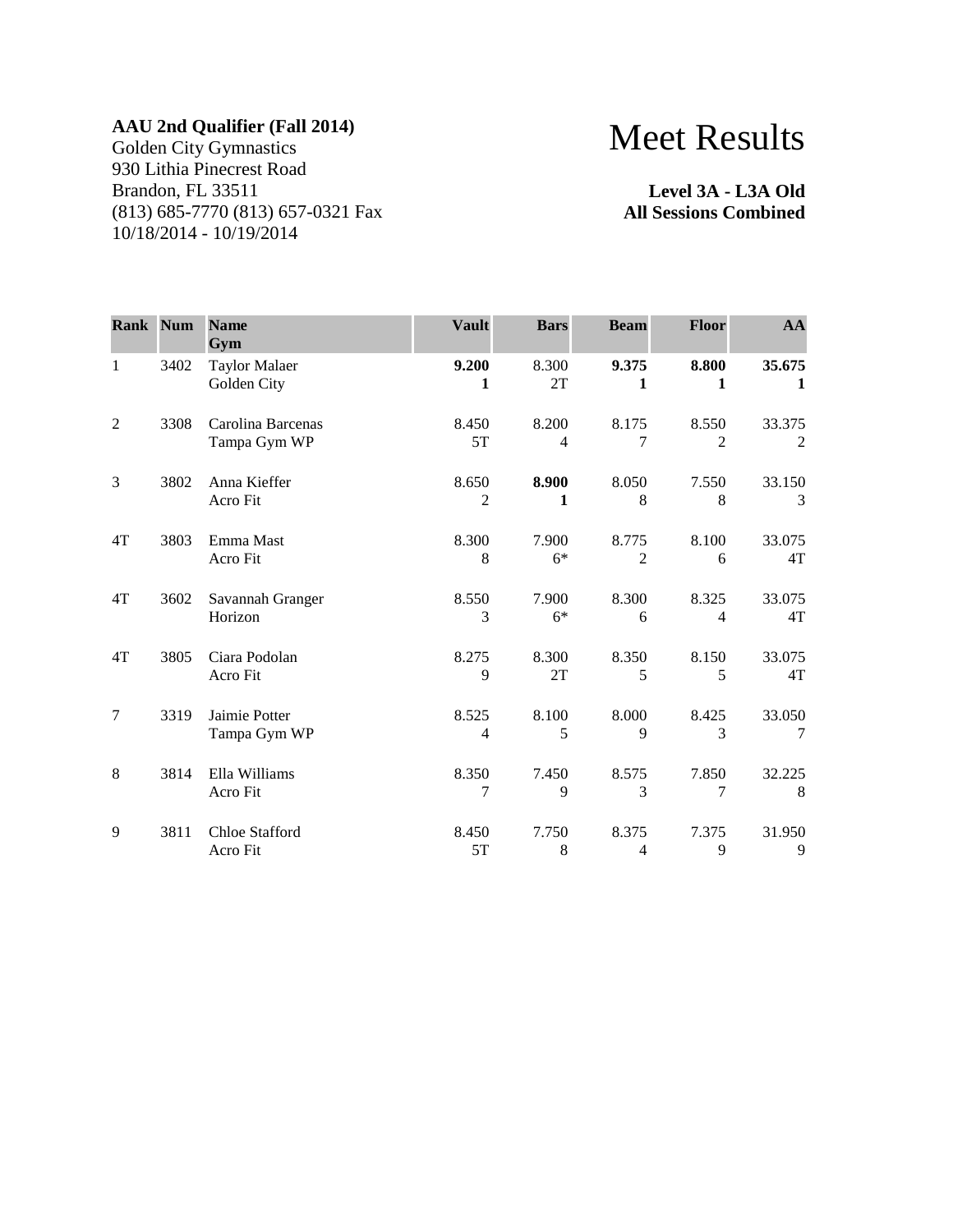**AAU 2nd Qualifier (Fall 2014)**
Golden City Gymnastics
930 Lithia Pinecrest Road
Brandon, FL 33511
(813) 685-7770 (813) 657-0321 Fax
10/18/2014 - 10/19/2014

# Meet Results

**Level 3A - L3A Old**
**All Sessions Combined**

| Rank | Num | Name<br>Gym | Vault | Bars | Beam | Floor | AA |
|---|---|---|---|---|---|---|---|
| 1 | 3402 | Taylor Malaer<br>Golden City | **9.200**<br>**1** | 8.300<br>2T | **9.375**<br>**1** | **8.800**<br>**1** | **35.675**<br>**1** |
| 2 | 3308 | Carolina Barcenas<br>Tampa Gym WP | 8.450<br>5T | 8.200<br>4 | 8.175<br>7 | 8.550<br>2 | 33.375<br>2 |
| 3 | 3802 | Anna Kieffer<br>Acro Fit | 8.650<br>2 | **8.900**<br>**1** | 8.050<br>8 | 7.550<br>8 | 33.150<br>3 |
| 4T | 3803 | Emma Mast<br>Acro Fit | 8.300<br>8 | 7.900<br>6* | 8.775<br>2 | 8.100<br>6 | 33.075<br>4T |
| 4T | 3602 | Savannah Granger<br>Horizon | 8.550<br>3 | 7.900<br>6* | 8.300<br>6 | 8.325<br>4 | 33.075<br>4T |
| 4T | 3805 | Ciara Podolan<br>Acro Fit | 8.275<br>9 | 8.300<br>2T | 8.350<br>5 | 8.150<br>5 | 33.075<br>4T |
| 7 | 3319 | Jaimie Potter<br>Tampa Gym WP | 8.525<br>4 | 8.100<br>5 | 8.000<br>9 | 8.425<br>3 | 33.050<br>7 |
| 8 | 3814 | Ella Williams<br>Acro Fit | 8.350<br>7 | 7.450<br>9 | 8.575<br>3 | 7.850<br>7 | 32.225<br>8 |
| 9 | 3811 | Chloe Stafford<br>Acro Fit | 8.450<br>5T | 7.750<br>8 | 8.375<br>4 | 7.375<br>9 | 31.950<br>9 |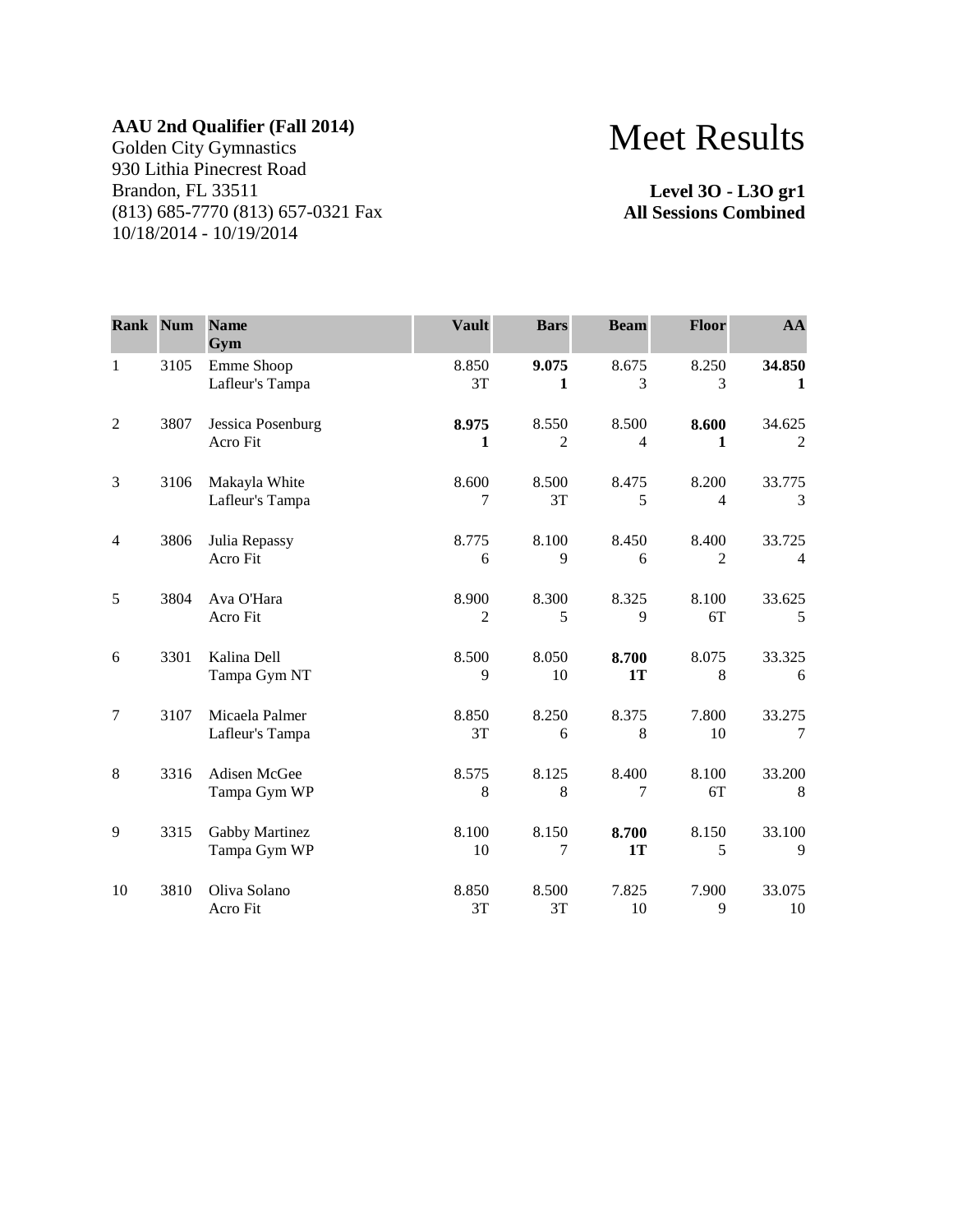**AAU 2nd Qualifier (Fall 2014)**
Golden City Gymnastics
930 Lithia Pinecrest Road
Brandon, FL 33511
(813) 685-7770 (813) 657-0321 Fax
10/18/2014 - 10/19/2014

# Meet Results

**Level 3O - L3O gr1**
**All Sessions Combined**

| Rank | Num | Name<br>Gym | Vault | Bars | Beam | Floor | AA |
|---|---|---|---|---|---|---|---|
| 1 | 3105 | Emme Shoop<br>Lafleur's Tampa | 8.850<br>3T | **9.075**<br>**1** | 8.675<br>3 | 8.250<br>3 | **34.850**<br>**1** |
| 2 | 3807 | Jessica Posenburg<br>Acro Fit | **8.975**<br>**1** | 8.550<br>2 | 8.500<br>4 | **8.600**<br>**1** | 34.625<br>2 |
| 3 | 3106 | Makayla White<br>Lafleur's Tampa | 8.600<br>7 | 8.500<br>3T | 8.475<br>5 | 8.200<br>4 | 33.775<br>3 |
| 4 | 3806 | Julia Repassy<br>Acro Fit | 8.775<br>6 | 8.100<br>9 | 8.450<br>6 | 8.400<br>2 | 33.725<br>4 |
| 5 | 3804 | Ava O'Hara<br>Acro Fit | 8.900<br>2 | 8.300<br>5 | 8.325<br>9 | 8.100<br>6T | 33.625<br>5 |
| 6 | 3301 | Kalina Dell<br>Tampa Gym NT | 8.500<br>9 | 8.050<br>10 | **8.700**<br>**1T** | 8.075<br>8 | 33.325<br>6 |
| 7 | 3107 | Micaela Palmer<br>Lafleur's Tampa | 8.850<br>3T | 8.250<br>6 | 8.375<br>8 | 7.800<br>10 | 33.275<br>7 |
| 8 | 3316 | Adisen McGee<br>Tampa Gym WP | 8.575<br>8 | 8.125<br>8 | 8.400<br>7 | 8.100<br>6T | 33.200<br>8 |
| 9 | 3315 | Gabby Martinez<br>Tampa Gym WP | 8.100<br>10 | 8.150<br>7 | **8.700**<br>**1T** | 8.150<br>5 | 33.100<br>9 |
| 10 | 3810 | Oliva Solano<br>Acro Fit | 8.850<br>3T | 8.500<br>3T | 7.825<br>10 | 7.900<br>9 | 33.075<br>10 |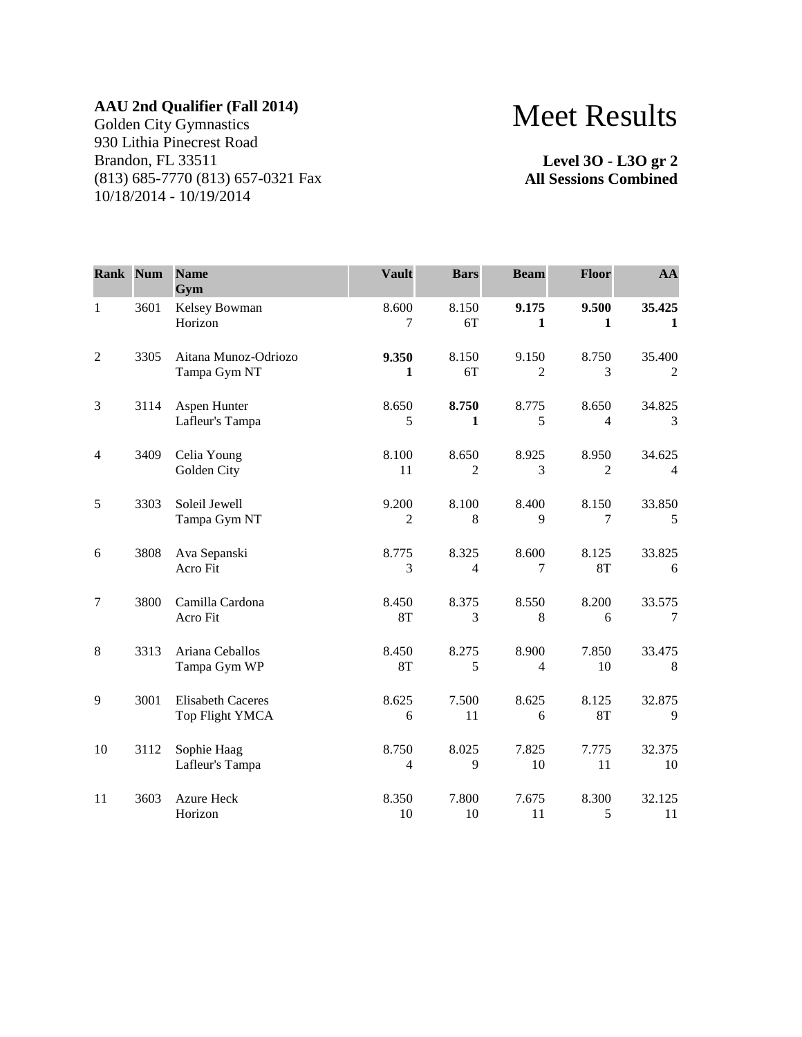**AAU 2nd Qualifier (Fall 2014)**
Golden City Gymnastics
930 Lithia Pinecrest Road
Brandon, FL 33511
(813) 685-7770 (813) 657-0321 Fax
10/18/2014 - 10/19/2014

# Meet Results

**Level 3O - L3O gr 2**
**All Sessions Combined**

| Rank | Num | Name / Gym | Vault | Bars | Beam | Floor | AA |
|---|---|---|---|---|---|---|---|
| 1 | 3601 | Kelsey Bowman<br>Horizon | 8.600<br>7 | 8.150<br>6T | **9.175**<br>**1** | **9.500**<br>**1** | **35.425**<br>**1** |
| 2 | 3305 | Aitana Munoz-Odriozo<br>Tampa Gym NT | **9.350**<br>**1** | 8.150<br>6T | 9.150<br>2 | 8.750<br>3 | 35.400<br>2 |
| 3 | 3114 | Aspen Hunter<br>Lafleur's Tampa | 8.650<br>5 | **8.750**<br>**1** | 8.775<br>5 | 8.650<br>4 | 34.825<br>3 |
| 4 | 3409 | Celia Young<br>Golden City | 8.100<br>11 | 8.650<br>2 | 8.925<br>3 | 8.950<br>2 | 34.625<br>4 |
| 5 | 3303 | Soleil Jewell<br>Tampa Gym NT | 9.200<br>2 | 8.100<br>8 | 8.400<br>9 | 8.150<br>7 | 33.850<br>5 |
| 6 | 3808 | Ava Sepanski<br>Acro Fit | 8.775<br>3 | 8.325<br>4 | 8.600<br>7 | 8.125<br>8T | 33.825<br>6 |
| 7 | 3800 | Camilla Cardona<br>Acro Fit | 8.450<br>8T | 8.375<br>3 | 8.550<br>8 | 8.200<br>6 | 33.575<br>7 |
| 8 | 3313 | Ariana Ceballos<br>Tampa Gym WP | 8.450<br>8T | 8.275<br>5 | 8.900<br>4 | 7.850<br>10 | 33.475<br>8 |
| 9 | 3001 | Elisabeth Caceres<br>Top Flight YMCA | 8.625<br>6 | 7.500<br>11 | 8.625<br>6 | 8.125<br>8T | 32.875<br>9 |
| 10 | 3112 | Sophie Haag<br>Lafleur's Tampa | 8.750<br>4 | 8.025<br>9 | 7.825<br>10 | 7.775<br>11 | 32.375<br>10 |
| 11 | 3603 | Azure Heck<br>Horizon | 8.350<br>10 | 7.800<br>10 | 7.675<br>11 | 8.300<br>5 | 32.125<br>11 |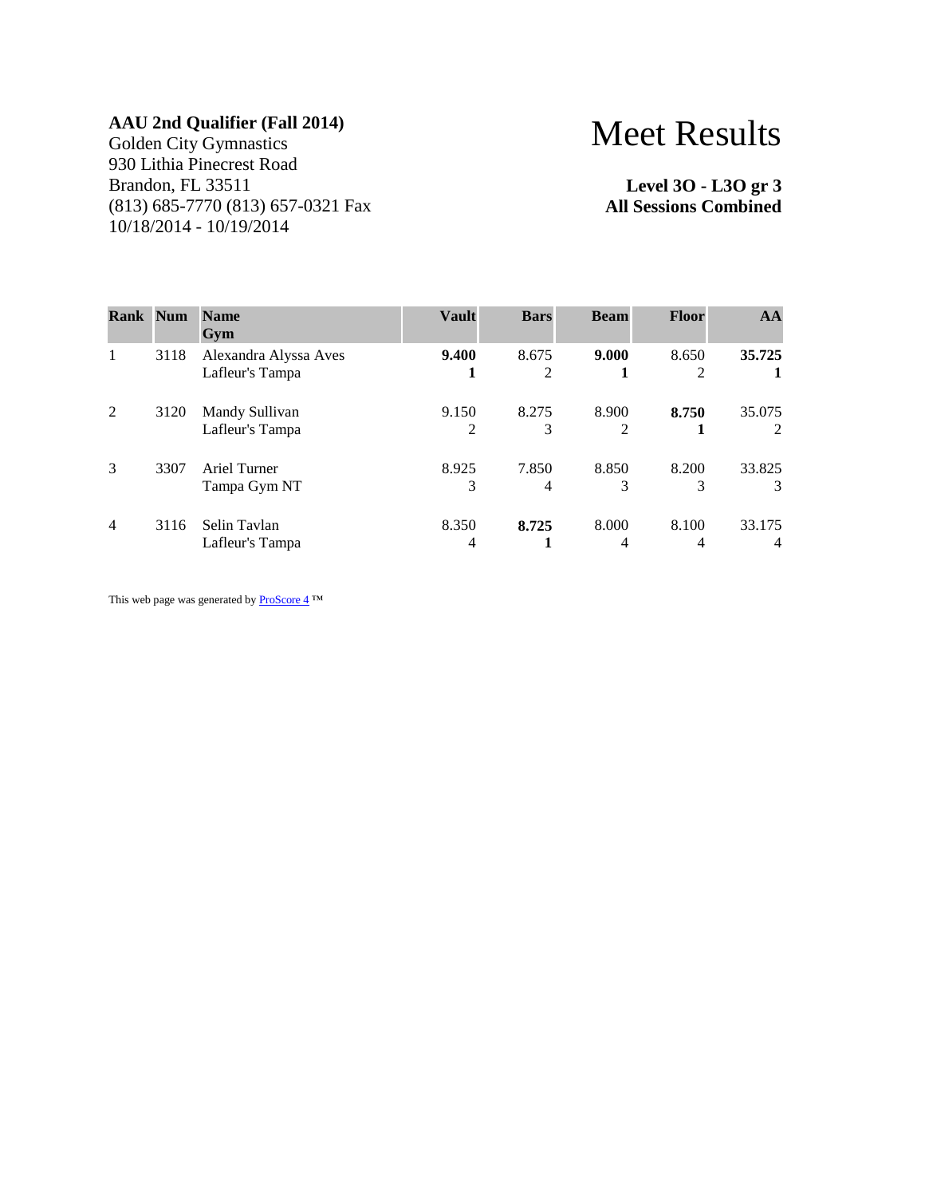**AAU 2nd Qualifier (Fall 2014)**
Golden City Gymnastics
930 Lithia Pinecrest Road
Brandon, FL 33511
(813) 685-7770 (813) 657-0321 Fax
10/18/2014 - 10/19/2014

# Meet Results

**Level 3O - L3O gr 3**
**All Sessions Combined**

| Rank | Num | Name<br>Gym | Vault | Bars | Beam | Floor | AA |
|---|---|---|---|---|---|---|---|
| 1 | 3118 | Alexandra Alyssa Aves<br>Lafleur's Tampa | **9.400**<br>**1** | 8.675<br>2 | **9.000**<br>**1** | 8.650<br>2 | **35.725**<br>**1** |
| 2 | 3120 | Mandy Sullivan<br>Lafleur's Tampa | 9.150<br>2 | 8.275<br>3 | 8.900<br>2 | **8.750**<br>**1** | 35.075<br>2 |
| 3 | 3307 | Ariel Turner<br>Tampa Gym NT | 8.925<br>3 | 7.850<br>4 | 8.850<br>3 | 8.200<br>3 | 33.825<br>3 |
| 4 | 3116 | Selin Tavlan<br>Lafleur's Tampa | 8.350<br>4 | **8.725**<br>**1** | 8.000<br>4 | 8.100<br>4 | 33.175<br>4 |

This web page was generated by ProScore 4 ™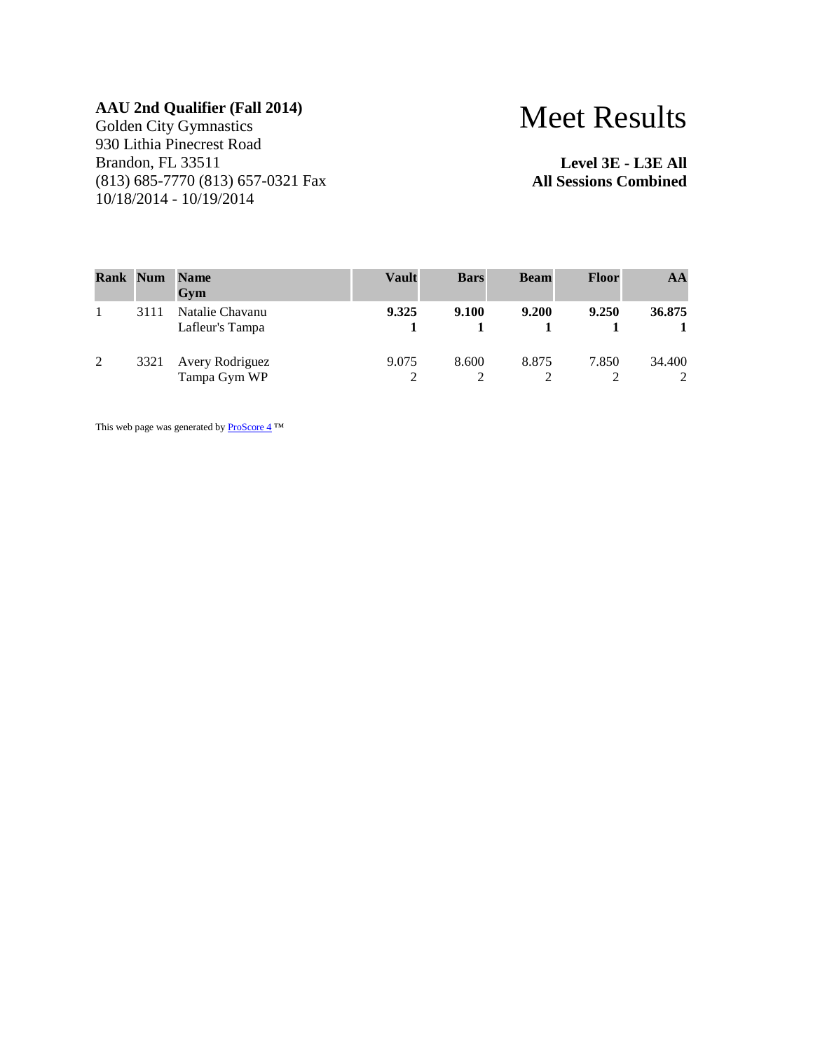**AAU 2nd Qualifier (Fall 2014)**
Golden City Gymnastics
930 Lithia Pinecrest Road
Brandon, FL 33511
(813) 685-7770 (813) 657-0321 Fax
10/18/2014 - 10/19/2014

# Meet Results

**Level 3E - L3E All**
**All Sessions Combined**

| Rank | Num | Name<br>Gym | Vault | Bars | Beam | Floor | AA |
|---|---|---|---|---|---|---|---|
| 1 | 3111 | Natalie Chavanu<br>Lafleur's Tampa | **9.325**<br>**1** | **9.100**<br>**1** | **9.200**<br>**1** | **9.250**<br>**1** | **36.875**<br>**1** |
| 2 | 3321 | Avery Rodriguez<br>Tampa Gym WP | 9.075<br>2 | 8.600<br>2 | 8.875<br>2 | 7.850<br>2 | 34.400<br>2 |

This web page was generated by ProScore 4 ™